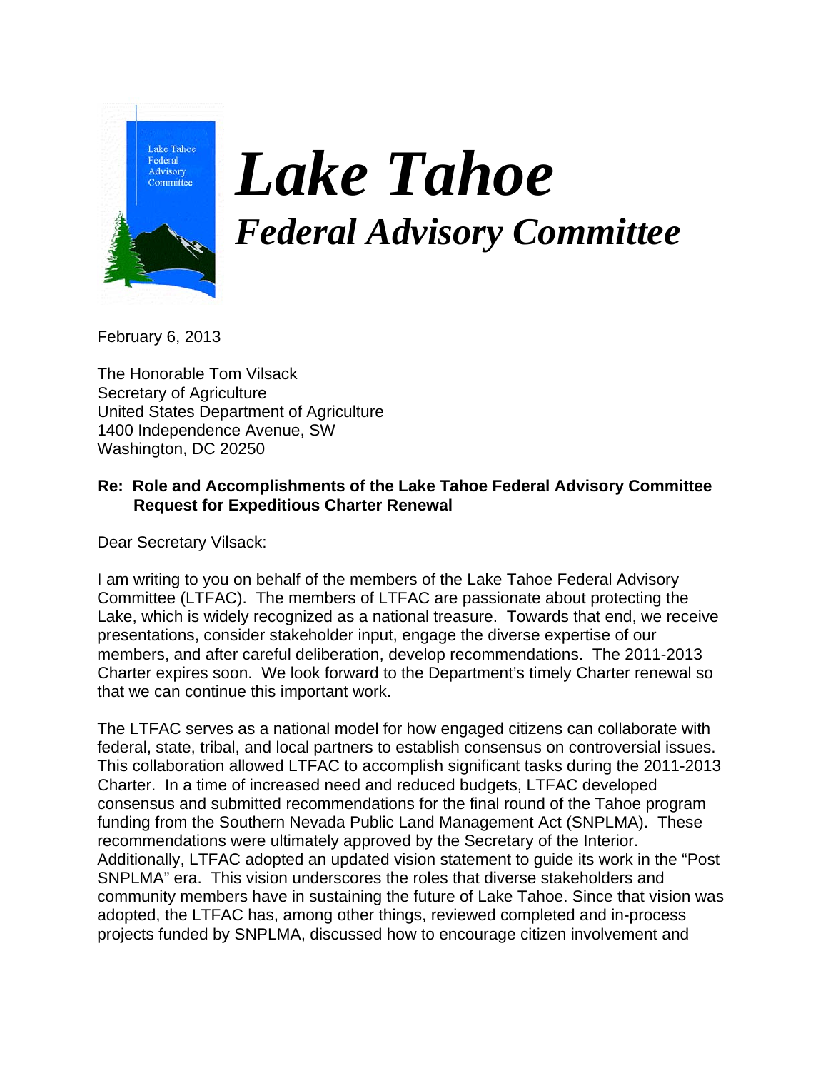# *Lake Tahoe*
## *Federal Advisory Committee*

February 6, 2013

The Honorable Tom Vilsack
Secretary of Agriculture
United States Department of Agriculture
1400 Independence Avenue, SW
Washington, DC 20250

**Re: Role and Accomplishments of the Lake Tahoe Federal Advisory Committee
Request for Expeditious Charter Renewal**

Dear Secretary Vilsack:

I am writing to you on behalf of the members of the Lake Tahoe Federal Advisory Committee (LTFAC). The members of LTFAC are passionate about protecting the Lake, which is widely recognized as a national treasure. Towards that end, we receive presentations, consider stakeholder input, engage the diverse expertise of our members, and after careful deliberation, develop recommendations. The 2011-2013 Charter expires soon. We look forward to the Department's timely Charter renewal so that we can continue this important work.

The LTFAC serves as a national model for how engaged citizens can collaborate with federal, state, tribal, and local partners to establish consensus on controversial issues. This collaboration allowed LTFAC to accomplish significant tasks during the 2011-2013 Charter. In a time of increased need and reduced budgets, LTFAC developed consensus and submitted recommendations for the final round of the Tahoe program funding from the Southern Nevada Public Land Management Act (SNPLMA). These recommendations were ultimately approved by the Secretary of the Interior. Additionally, LTFAC adopted an updated vision statement to guide its work in the "Post SNPLMA" era. This vision underscores the roles that diverse stakeholders and community members have in sustaining the future of Lake Tahoe. Since that vision was adopted, the LTFAC has, among other things, reviewed completed and in-process projects funded by SNPLMA, discussed how to encourage citizen involvement and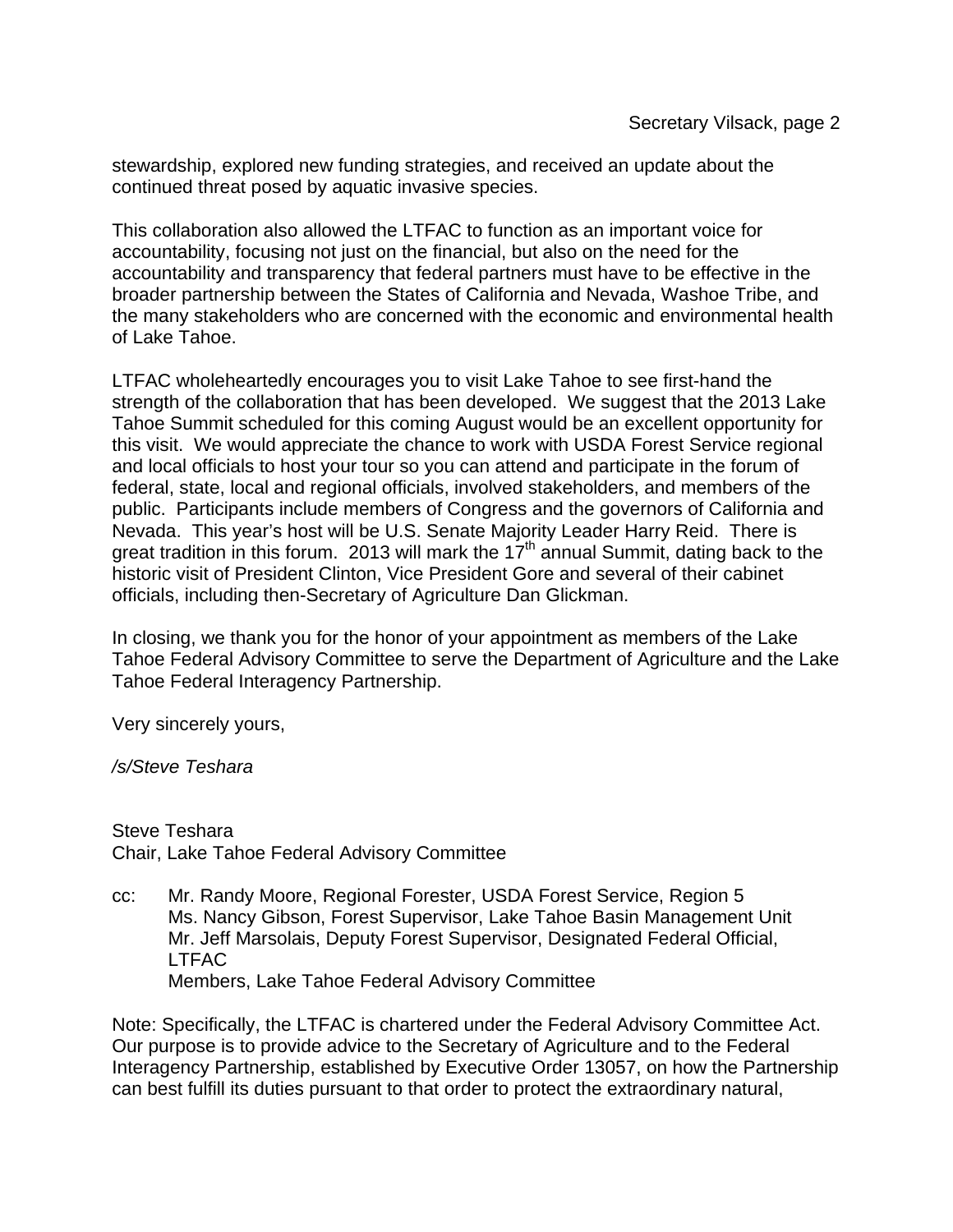stewardship, explored new funding strategies, and received an update about the continued threat posed by aquatic invasive species.

This collaboration also allowed the LTFAC to function as an important voice for accountability, focusing not just on the financial, but also on the need for the accountability and transparency that federal partners must have to be effective in the broader partnership between the States of California and Nevada, Washoe Tribe, and the many stakeholders who are concerned with the economic and environmental health of Lake Tahoe.

LTFAC wholeheartedly encourages you to visit Lake Tahoe to see first-hand the strength of the collaboration that has been developed. We suggest that the 2013 Lake Tahoe Summit scheduled for this coming August would be an excellent opportunity for this visit. We would appreciate the chance to work with USDA Forest Service regional and local officials to host your tour so you can attend and participate in the forum of federal, state, local and regional officials, involved stakeholders, and members of the public. Participants include members of Congress and the governors of California and Nevada. This year's host will be U.S. Senate Majority Leader Harry Reid. There is great tradition in this forum. 2013 will mark the 17th annual Summit, dating back to the historic visit of President Clinton, Vice President Gore and several of their cabinet officials, including then-Secretary of Agriculture Dan Glickman.

In closing, we thank you for the honor of your appointment as members of the Lake Tahoe Federal Advisory Committee to serve the Department of Agriculture and the Lake Tahoe Federal Interagency Partnership.

Very sincerely yours,

*/s/Steve Teshara*

Steve Teshara
Chair, Lake Tahoe Federal Advisory Committee

cc: Mr. Randy Moore, Regional Forester, USDA Forest Service, Region 5
Ms. Nancy Gibson, Forest Supervisor, Lake Tahoe Basin Management Unit
Mr. Jeff Marsolais, Deputy Forest Supervisor, Designated Federal Official, LTFAC
Members, Lake Tahoe Federal Advisory Committee

Note: Specifically, the LTFAC is chartered under the Federal Advisory Committee Act. Our purpose is to provide advice to the Secretary of Agriculture and to the Federal Interagency Partnership, established by Executive Order 13057, on how the Partnership can best fulfill its duties pursuant to that order to protect the extraordinary natural,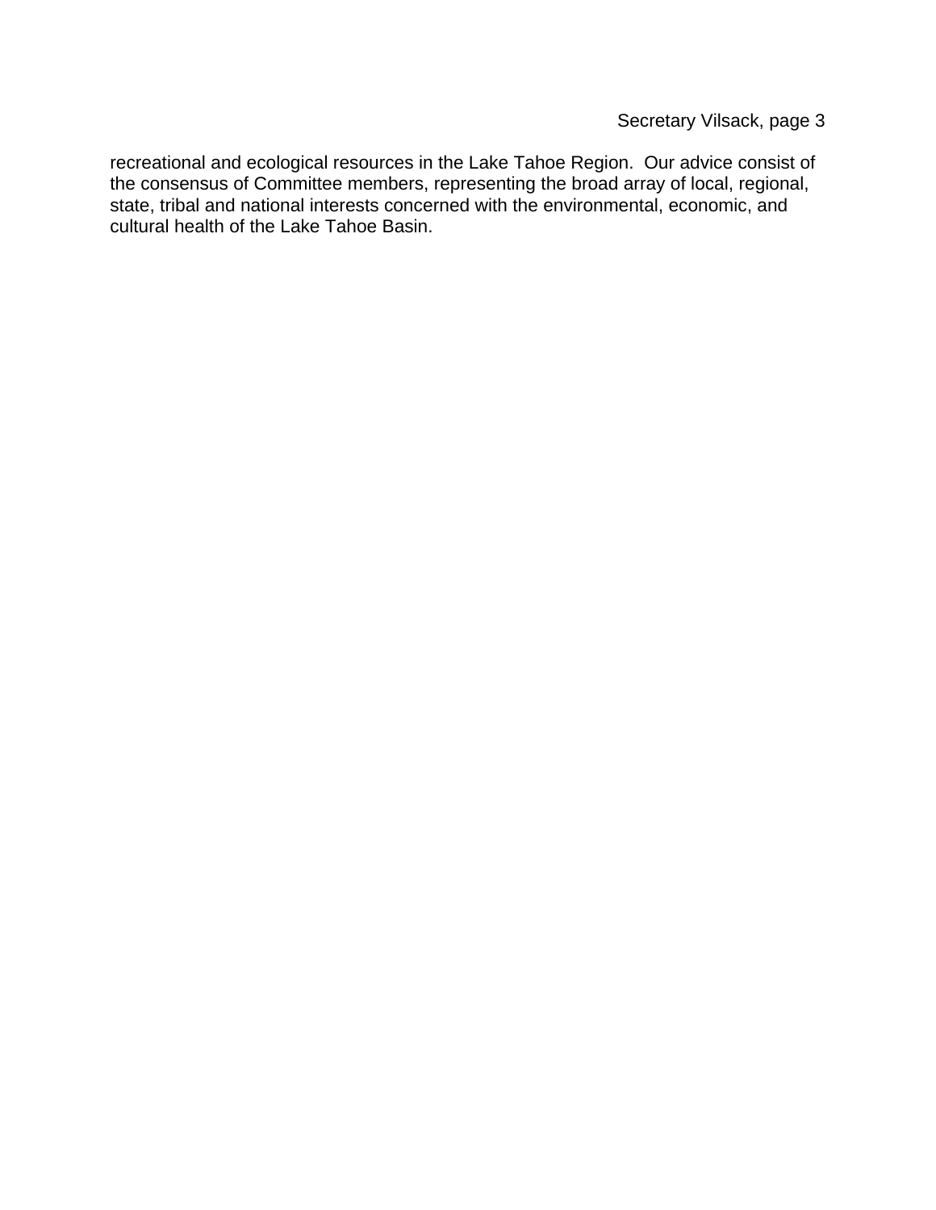recreational and ecological resources in the Lake Tahoe Region. Our advice consist of the consensus of Committee members, representing the broad array of local, regional, state, tribal and national interests concerned with the environmental, economic, and cultural health of the Lake Tahoe Basin.